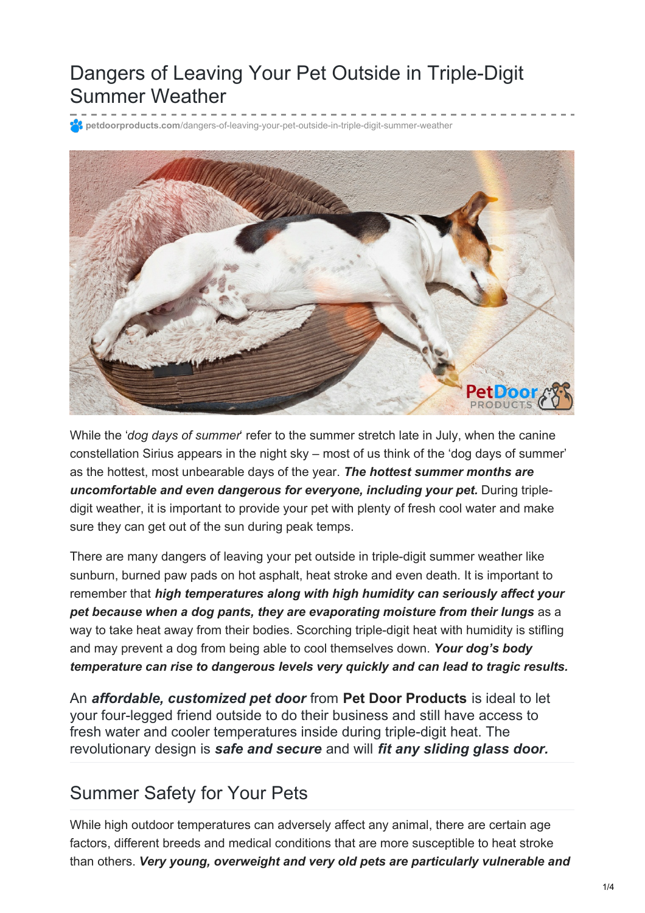# Dangers of Leaving Your Pet Outside in Triple-Digit Summer Weather

petdoorproducts.com/dangers-of-leaving-your-pet-outside-in-triple-digit-summer-weather

While the '*dog days of summer*' refer to the summer stretch late in July, when the canine constellation Sirius appears in the night sky – most of us think of the 'dog days of summer' as the hottest, most unbearable days of the year. ***The hottest summer months are uncomfortable and even dangerous for everyone, including your pet.*** During triple-digit weather, it is important to provide your pet with plenty of fresh cool water and make sure they can get out of the sun during peak temps.

There are many dangers of leaving your pet outside in triple-digit summer weather like sunburn, burned paw pads on hot asphalt, heat stroke and even death. It is important to remember that ***high temperatures along with high humidity can seriously affect your pet because when a dog pants, they are evaporating moisture from their lungs*** as a way to take heat away from their bodies. Scorching triple-digit heat with humidity is stifling and may prevent a dog from being able to cool themselves down. ***Your dog's body temperature can rise to dangerous levels very quickly and can lead to tragic results.***

An ***affordable, customized pet door*** from **Pet Door Products** is ideal to let your four-legged friend outside to do their business and still have access to fresh water and cooler temperatures inside during triple-digit heat. The revolutionary design is ***safe and secure*** and will ***fit any sliding glass door.***

## Summer Safety for Your Pets

While high outdoor temperatures can adversely affect any animal, there are certain age factors, different breeds and medical conditions that are more susceptible to heat stroke than others. ***Very young, overweight and very old pets are particularly vulnerable and***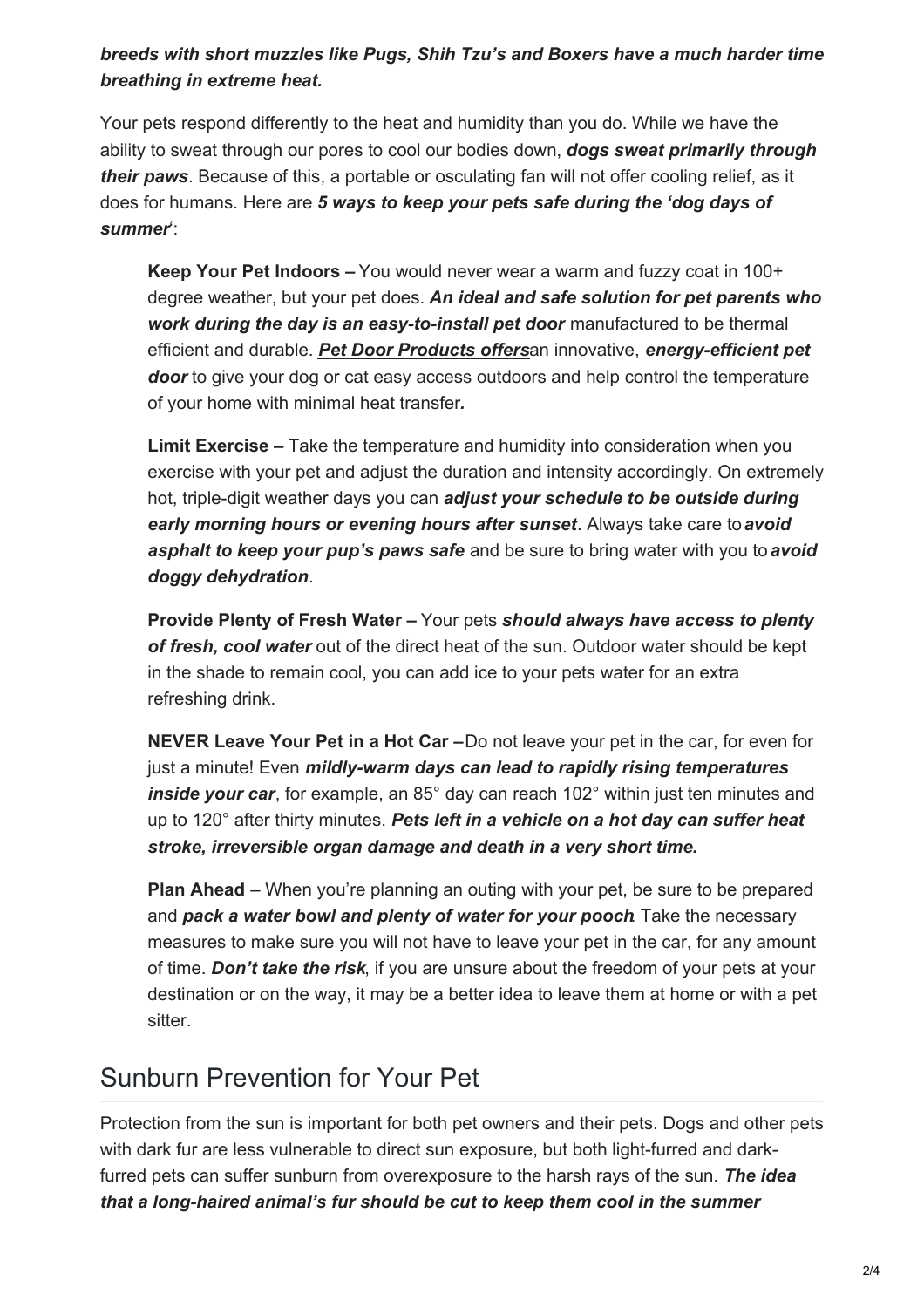***breeds with short muzzles like Pugs, Shih Tzu's and Boxers have a much harder time breathing in extreme heat.***

Your pets respond differently to the heat and humidity than you do. While we have the ability to sweat through our pores to cool our bodies down, ***dogs sweat primarily through their paws***. Because of this, a portable or osculating fan will not offer cooling relief, as it does for humans. Here are ***5 ways to keep your pets safe during the 'dog days of summer'***:

**Keep Your Pet Indoors –** You would never wear a warm and fuzzy coat in 100+ degree weather, but your pet does. ***An ideal and safe solution for pet parents who work during the day is an easy-to-install pet door*** manufactured to be thermal efficient and durable. ***Pet Door Products offers***an innovative, ***energy-efficient pet door*** to give your dog or cat easy access outdoors and help control the temperature of your home with minimal heat transfer***.***

**Limit Exercise –** Take the temperature and humidity into consideration when you exercise with your pet and adjust the duration and intensity accordingly. On extremely hot, triple-digit weather days you can ***adjust your schedule to be outside during early morning hours or evening hours after sunset***. Always take care to ***avoid asphalt to keep your pup's paws safe*** and be sure to bring water with you to ***avoid doggy dehydration***.

**Provide Plenty of Fresh Water –** Your pets ***should always have access to plenty of fresh, cool water*** out of the direct heat of the sun. Outdoor water should be kept in the shade to remain cool, you can add ice to your pets water for an extra refreshing drink.

**NEVER Leave Your Pet in a Hot Car –**Do not leave your pet in the car, for even for just a minute! Even ***mildly-warm days can lead to rapidly rising temperatures inside your car***, for example, an 85° day can reach 102° within just ten minutes and up to 120° after thirty minutes. ***Pets left in a vehicle on a hot day can suffer heat stroke, irreversible organ damage and death in a very short time.***

**Plan Ahead** – When you're planning an outing with your pet, be sure to be prepared and ***pack a water bowl and plenty of water for your pooch***. Take the necessary measures to make sure you will not have to leave your pet in the car, for any amount of time. ***Don't take the risk***, if you are unsure about the freedom of your pets at your destination or on the way, it may be a better idea to leave them at home or with a pet sitter.

## Sunburn Prevention for Your Pet

Protection from the sun is important for both pet owners and their pets. Dogs and other pets with dark fur are less vulnerable to direct sun exposure, but both light-furred and dark-furred pets can suffer sunburn from overexposure to the harsh rays of the sun. ***The idea that a long-haired animal's fur should be cut to keep them cool in the summer***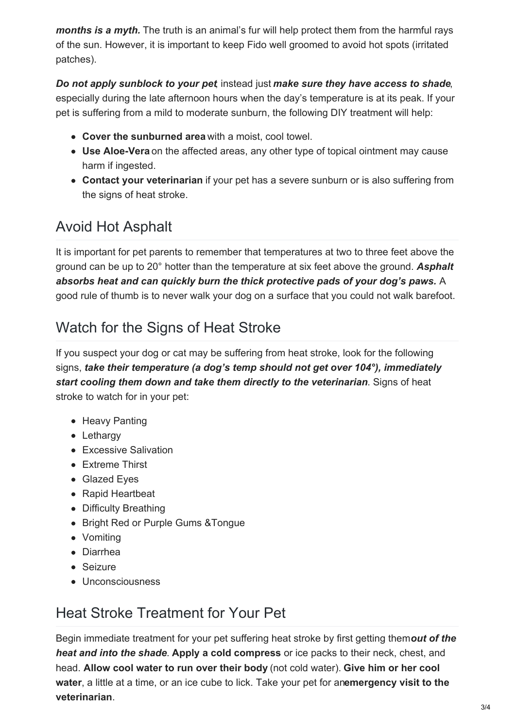***months is a myth.*** The truth is an animal's fur will help protect them from the harmful rays of the sun. However, it is important to keep Fido well groomed to avoid hot spots (irritated patches).

***Do not apply sunblock to your pet***, instead just ***make sure they have access to shade***, especially during the late afternoon hours when the day's temperature is at its peak. If your pet is suffering from a mild to moderate sunburn, the following DIY treatment will help:

- **Cover the sunburned area** with a moist, cool towel.
- **Use Aloe-Vera** on the affected areas, any other type of topical ointment may cause harm if ingested.
- **Contact your veterinarian** if your pet has a severe sunburn or is also suffering from the signs of heat stroke.

## Avoid Hot Asphalt

It is important for pet parents to remember that temperatures at two to three feet above the ground can be up to 20° hotter than the temperature at six feet above the ground. ***Asphalt absorbs heat and can quickly burn the thick protective pads of your dog's paws.*** A good rule of thumb is to never walk your dog on a surface that you could not walk barefoot.

## Watch for the Signs of Heat Stroke

If you suspect your dog or cat may be suffering from heat stroke, look for the following signs, ***take their temperature (a dog's temp should not get over 104°), immediately start cooling them down and take them directly to the veterinarian***. Signs of heat stroke to watch for in your pet:

- Heavy Panting
- Lethargy
- Excessive Salivation
- Extreme Thirst
- Glazed Eyes
- Rapid Heartbeat
- Difficulty Breathing
- Bright Red or Purple Gums &Tongue
- Vomiting
- Diarrhea
- Seizure
- Unconsciousness

## Heat Stroke Treatment for Your Pet

Begin immediate treatment for your pet suffering heat stroke by first getting them ***out of the heat and into the shade***. **Apply a cold compress** or ice packs to their neck, chest, and head. **Allow cool water to run over their body** (not cold water). **Give him or her cool water**, a little at a time, or an ice cube to lick. Take your pet for an **emergency visit to the veterinarian**.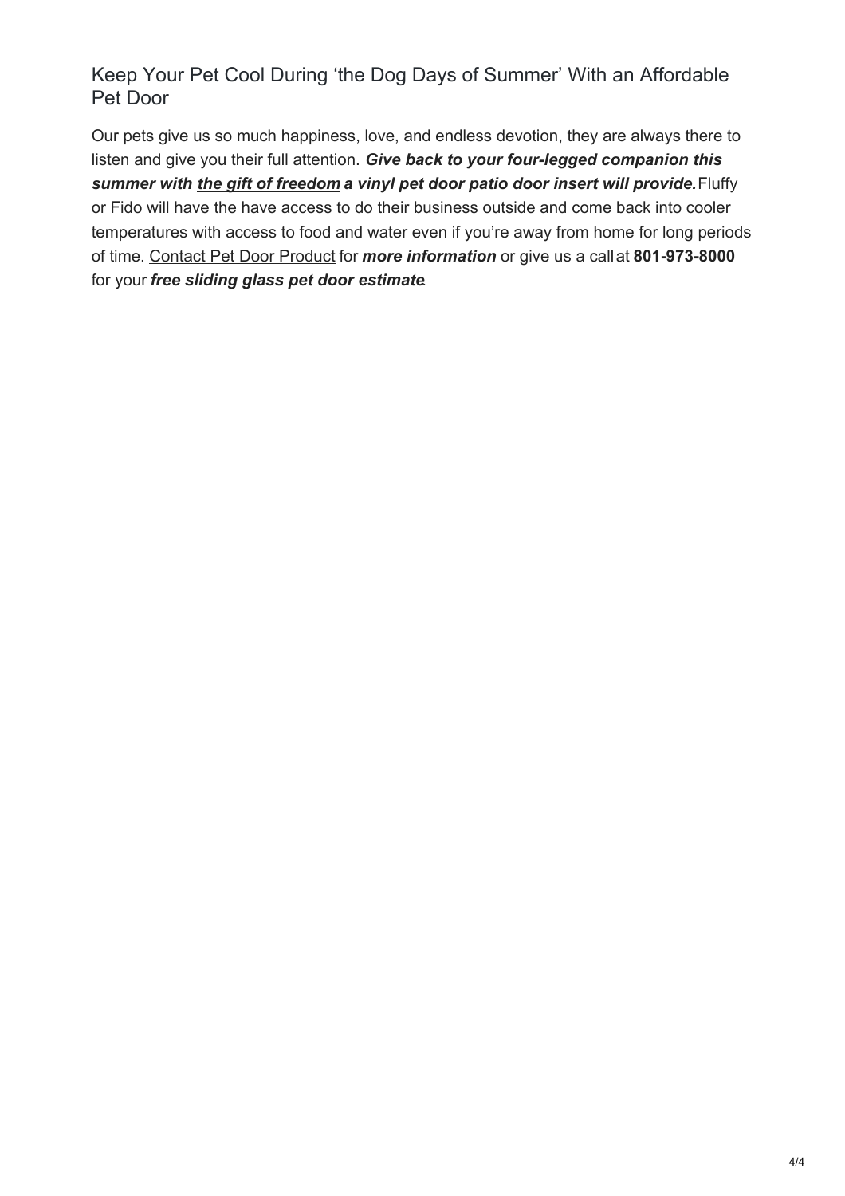## Keep Your Pet Cool During 'the Dog Days of Summer' With an Affordable Pet Door

Our pets give us so much happiness, love, and endless devotion, they are always there to listen and give you their full attention. ***Give back to your four-legged companion this summer with the gift of freedom a vinyl pet door patio door insert will provide.*** Fluffy or Fido will have the have access to do their business outside and come back into cooler temperatures with access to food and water even if you're away from home for long periods of time. Contact Pet Door Product for ***more information*** or give us a call at **801-973-8000** for your ***free sliding glass pet door estimate***.